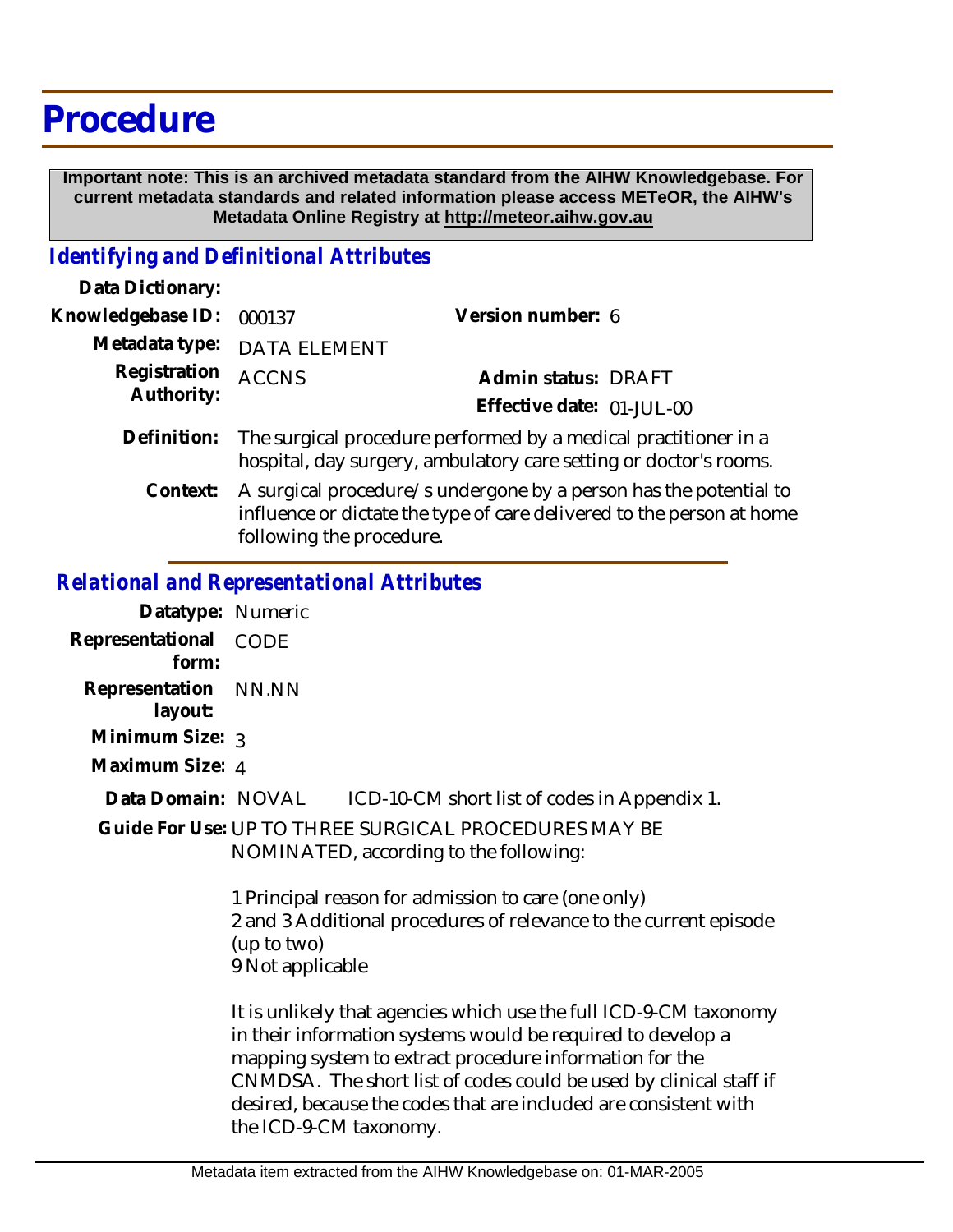# Procedure

**Important note: This is an archived metadata standard from the AIHW Knowledgebase. For current metadata standards and related information please access METeOR, the AIHW's Metadata Online Registry at http://meteor.aihw.gov.au**

## *Identifying and Definitional Attributes*

**Data Dictionary:**

**Knowledgebase ID:** 000137 **Version number:** 6

**Metadata type:** DATA ELEMENT

**Registration Authority:** ACCNS **Admin status:** DRAFT

**Effective date:** 01-JUL-00

**Definition:** The surgical procedure performed by a medical practitioner in a hospital, day surgery, ambulatory care setting or doctor's rooms.

**Context:** A surgical procedure/s undergone by a person has the potential to influence or dictate the type of care delivered to the person at home following the procedure.

## *Relational and Representational Attributes*

**Datatype:** Numeric

**Representational form:** CODE

**Representation layout:** NN.NN

**Minimum Size:** 3

**Maximum Size:** 4

**Data Domain:** NOVAL ICD-10-CM short list of codes in Appendix 1.

**Guide For Use:** UP TO THREE SURGICAL PROCEDURES MAY BE NOMINATED, according to the following:

1 Principal reason for admission to care (one only)
2 and 3 Additional procedures of relevance to the current episode (up to two)
9 Not applicable

It is unlikely that agencies which use the full ICD-9-CM taxonomy in their information systems would be required to develop a mapping system to extract procedure information for the CNMDSA. The short list of codes could be used by clinical staff if desired, because the codes that are included are consistent with the ICD-9-CM taxonomy.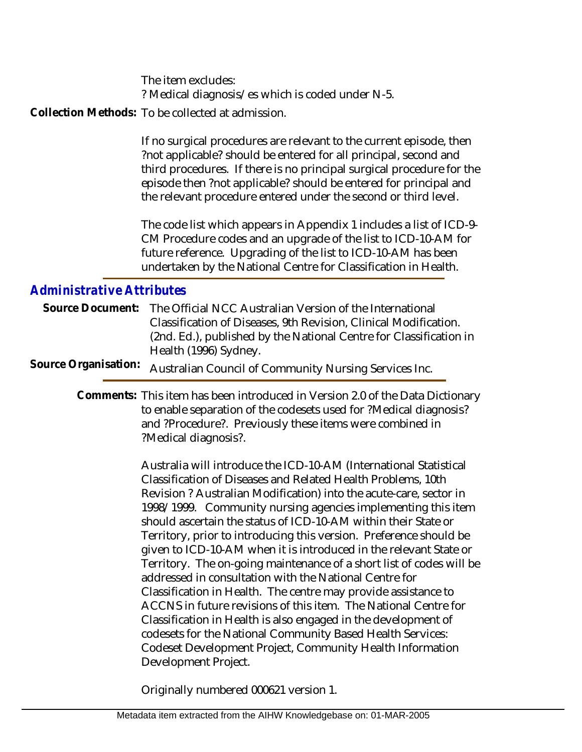The item excludes:

? Medical diagnosis/es which is coded under N-5.

**Collection Methods:** To be collected at admission.

If no surgical procedures are relevant to the current episode, then ?not applicable? should be entered for all principal, second and third procedures. If there is no principal surgical procedure for the episode then ?not applicable? should be entered for principal and the relevant procedure entered under the second or third level.

The code list which appears in Appendix 1 includes a list of ICD-9-CM Procedure codes and an upgrade of the list to ICD-10-AM for future reference. Upgrading of the list to ICD-10-AM has been undertaken by the National Centre for Classification in Health.

## Administrative Attributes

**Source Document:** The Official NCC Australian Version of the International Classification of Diseases, 9th Revision, Clinical Modification. (2nd. Ed.), published by the National Centre for Classification in Health (1996) Sydney.

**Source Organisation:** Australian Council of Community Nursing Services Inc.

**Comments:** This item has been introduced in Version 2.0 of the Data Dictionary to enable separation of the codesets used for ?Medical diagnosis? and ?Procedure?. Previously these items were combined in ?Medical diagnosis?.

Australia will introduce the ICD-10-AM (International Statistical Classification of Diseases and Related Health Problems, 10th Revision ? Australian Modification) into the acute-care, sector in 1998/1999. Community nursing agencies implementing this item should ascertain the status of ICD-10-AM within their State or Territory, prior to introducing this version. Preference should be given to ICD-10-AM when it is introduced in the relevant State or Territory. The on-going maintenance of a short list of codes will be addressed in consultation with the National Centre for Classification in Health. The centre may provide assistance to ACCNS in future revisions of this item. The National Centre for Classification in Health is also engaged in the development of codesets for the National Community Based Health Services: Codeset Development Project, Community Health Information Development Project.

Originally numbered 000621 version 1.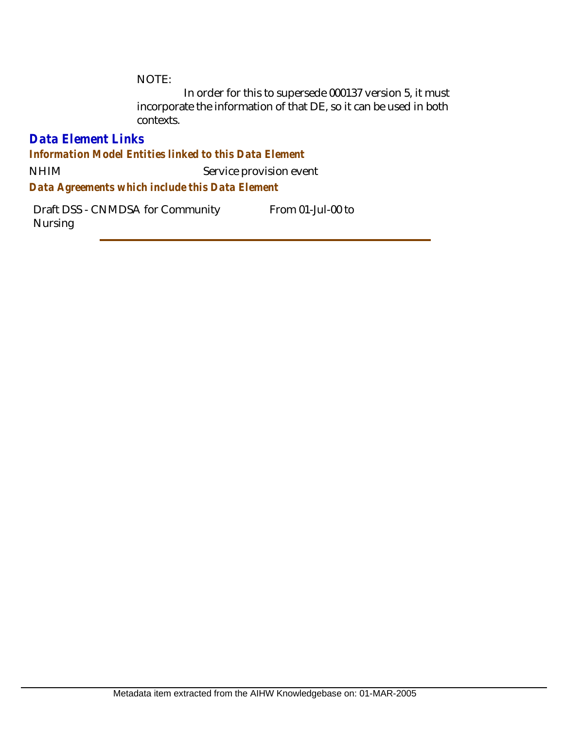NOTE:

In order for this to supersede 000137 version 5, it must incorporate the information of that DE, so it can be used in both contexts.

## Data Element Links

### Information Model Entities linked to this Data Element

NHIM Service provision event

### Data Agreements which include this Data Element

| | |
|---|---|
| Draft DSS - CNMDSA for Community Nursing | From 01-Jul-00 to |

Metadata item extracted from the AIHW Knowledgebase on: 01-MAR-2005